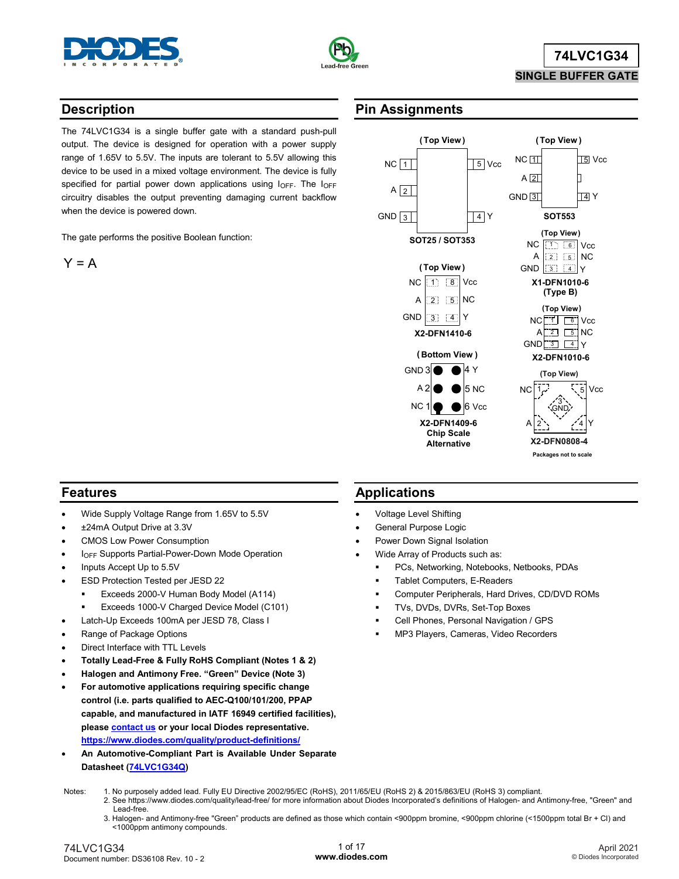# 74LVC1G34

## SINGLE BUFFER GATE

## Description

The 74LVC1G34 is a single buffer gate with a standard push-pull output. The device is designed for operation with a power supply range of 1.65V to 5.5V. The inputs are tolerant to 5.5V allowing this device to be used in a mixed voltage environment. The device is fully specified for partial power down applications using $I_{OFF}$. The $I_{OFF}$ circuitry disables the output preventing damaging current backflow when the device is powered down.

The gate performs the positive Boolean function:

$$Y = A$$

## Pin Assignments

(Top View)

NC 1 | 5 Vcc
A 2 |
GND 3 | 4 Y

**SOT25 / SOT353**

(Top View)

NC 1 | 5 Vcc
A 2 |
GND 3 | 4 Y

**SOT553**

(Top View)

NC 1 | 6 Vcc
A 2 | 5 NC
GND 3 | 4 Y

**X1-DFN1010-6 (Type B)**

(Top View)

NC 1 | 8 Vcc
A 2 | 5 NC
GND 3 | 4 Y

**X2-DFN1410-6**

(Top View)

NC 1 | 6 Vcc
A 2 | 5 NC
GND 3 | 4 Y

**X2-DFN1010-6**

(Bottom View)

GND 3 | 4 Y
A 2 | 5 NC
NC 1 | 6 Vcc

**X2-DFN1409-6 Chip Scale Alternative**

(Top View)

NC 1 | 5 Vcc
3 GND
A 2 | 4 Y

**X2-DFN0808-4**

Packages not to scale

## Features

- Wide Supply Voltage Range from 1.65V to 5.5V
- ±24mA Output Drive at 3.3V
- CMOS Low Power Consumption
- $I_{OFF}$ Supports Partial-Power-Down Mode Operation
- Inputs Accept Up to 5.5V
- ESD Protection Tested per JESD 22
  - Exceeds 2000-V Human Body Model (A114)
  - Exceeds 1000-V Charged Device Model (C101)
- Latch-Up Exceeds 100mA per JESD 78, Class I
- Range of Package Options
- Direct Interface with TTL Levels
- **Totally Lead-Free & Fully RoHS Compliant (Notes 1 & 2)**
- **Halogen and Antimony Free. "Green" Device (Note 3)**
- **For automotive applications requiring specific change control (i.e. parts qualified to AEC-Q100/101/200, PPAP capable, and manufactured in IATF 16949 certified facilities), please contact us or your local Diodes representative. https://www.diodes.com/quality/product-definitions/**
- **An Automotive-Compliant Part is Available Under Separate Datasheet (74LVC1G34Q)**

## Applications

- Voltage Level Shifting
- General Purpose Logic
- Power Down Signal Isolation
- Wide Array of Products such as:
  - PCs, Networking, Notebooks, Netbooks, PDAs
  - Tablet Computers, E-Readers
  - Computer Peripherals, Hard Drives, CD/DVD ROMs
  - TVs, DVDs, DVRs, Set-Top Boxes
  - Cell Phones, Personal Navigation / GPS
  - MP3 Players, Cameras, Video Recorders

Notes:
1. No purposely added lead. Fully EU Directive 2002/95/EC (RoHS), 2011/65/EU (RoHS 2) & 2015/863/EU (RoHS 3) compliant.
2. See https://www.diodes.com/quality/lead-free/ for more information about Diodes Incorporated's definitions of Halogen- and Antimony-free, "Green" and Lead-free.
3. Halogen- and Antimony-free "Green" products are defined as those which contain <900ppm bromine, <900ppm chlorine (<1500ppm total Br + Cl) and <1000ppm antimony compounds.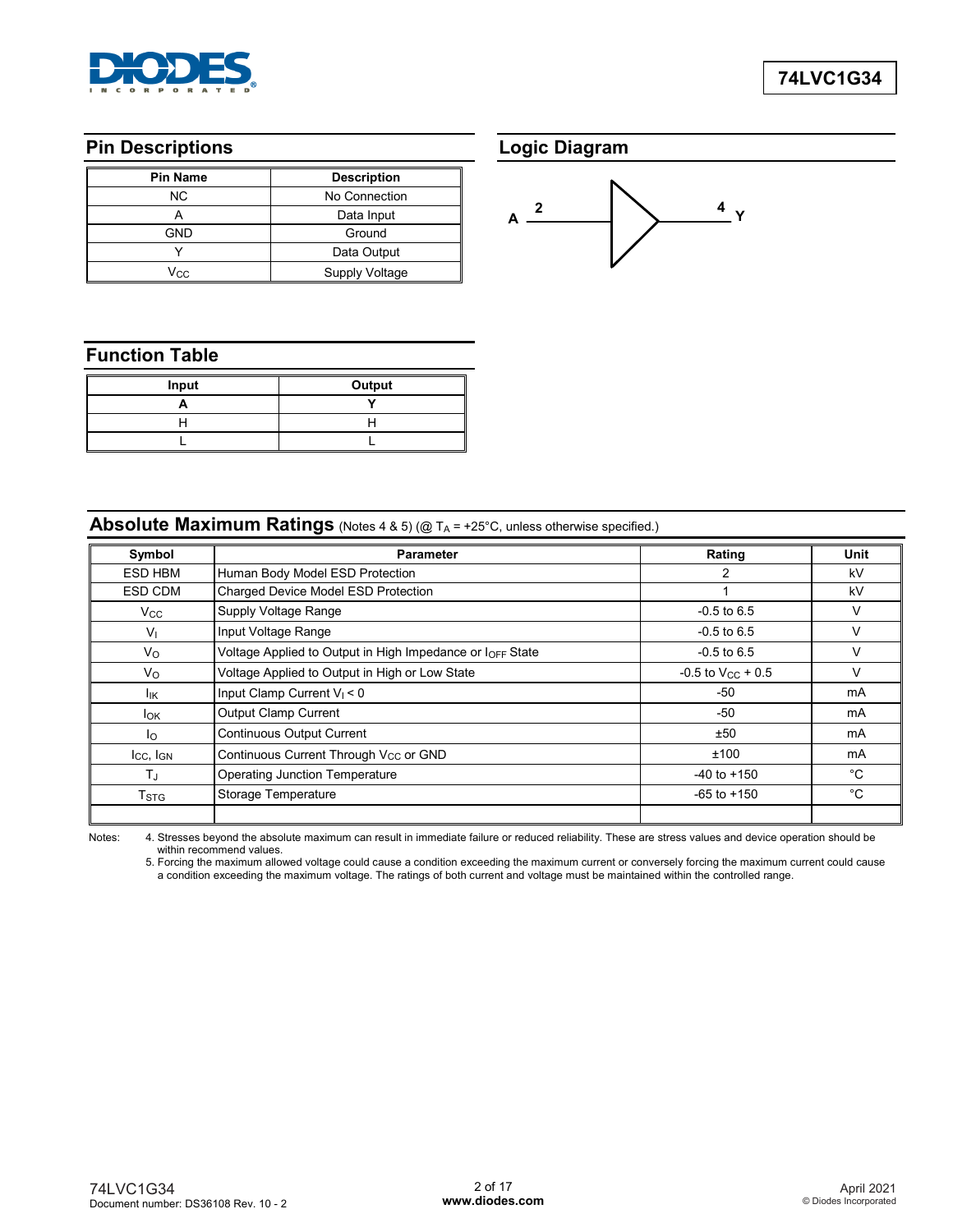## Pin Descriptions

| Pin Name | Description |
|---|---|
| NC | No Connection |
| A | Data Input |
| GND | Ground |
| Y | Data Output |
| $V_{CC}$ | Supply Voltage |

## Logic Diagram

A 2 — 4 Y

## Function Table

| Input | Output |
|---|---|
| **A** | **Y** |
| H | H |
| L | L |

## Absolute Maximum Ratings (Notes 4 & 5) (@ $T_A$ = +25°C, unless otherwise specified.)

| Symbol | Parameter | Rating | Unit |
|---|---|---|---|
| ESD HBM | Human Body Model ESD Protection | 2 | kV |
| ESD CDM | Charged Device Model ESD Protection | 1 | kV |
| $V_{CC}$ | Supply Voltage Range | -0.5 to 6.5 | V |
| $V_I$ | Input Voltage Range | -0.5 to 6.5 | V |
| $V_O$ | Voltage Applied to Output in High Impedance or $I_{OFF}$ State | -0.5 to 6.5 | V |
| $V_O$ | Voltage Applied to Output in High or Low State | -0.5 to $V_{CC}$ + 0.5 | V |
| $I_{IK}$ | Input Clamp Current $V_I$ < 0 | -50 | mA |
| $I_{OK}$ | Output Clamp Current | -50 | mA |
| $I_O$ | Continuous Output Current | ±50 | mA |
| $I_{CC}$, $I_{GN}$ | Continuous Current Through $V_{CC}$ or GND | ±100 | mA |
| $T_J$ | Operating Junction Temperature | -40 to +150 | °C |
| $T_{STG}$ | Storage Temperature | -65 to +150 | °C |
| | | | |

Notes:
4. Stresses beyond the absolute maximum can result in immediate failure or reduced reliability. These are stress values and device operation should be within recommend values.
5. Forcing the maximum allowed voltage could cause a condition exceeding the maximum current or conversely forcing the maximum current could cause a condition exceeding the maximum voltage. The ratings of both current and voltage must be maintained within the controlled range.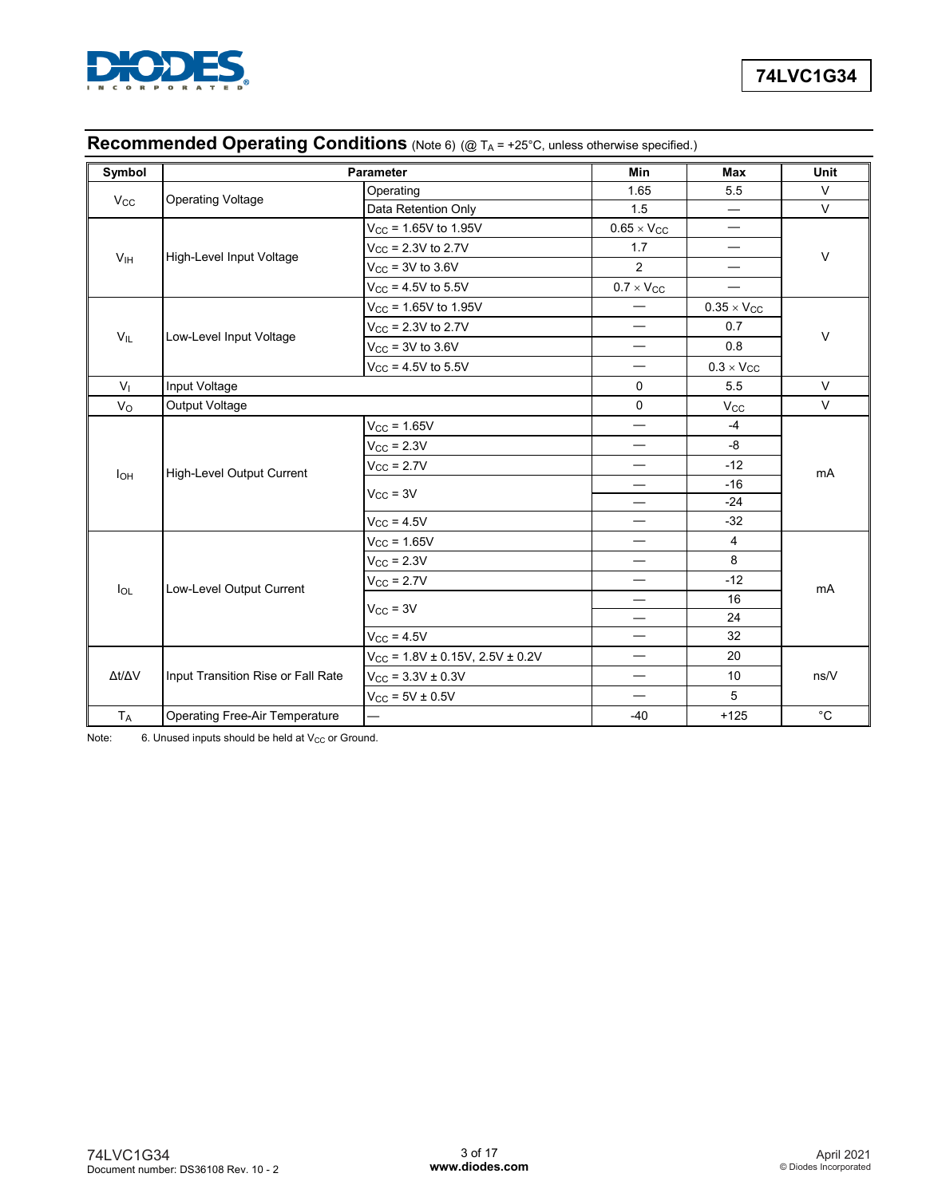## Recommended Operating Conditions (Note 6) (@ $T_A$ = +25°C, unless otherwise specified.)

| Symbol | Parameter | | Min | Max | Unit |
|---|---|---|---|---|---|
| $V_{CC}$ | Operating Voltage | Operating | 1.65 | 5.5 | V |
| | | Data Retention Only | 1.5 | — | V |
| $V_{IH}$ | High-Level Input Voltage | $V_{CC}$ = 1.65V to 1.95V | $0.65 \times V_{CC}$ | — | V |
| | | $V_{CC}$ = 2.3V to 2.7V | 1.7 | — | |
| | | $V_{CC}$ = 3V to 3.6V | 2 | — | |
| | | $V_{CC}$ = 4.5V to 5.5V | $0.7 \times V_{CC}$ | — | |
| $V_{IL}$ | Low-Level Input Voltage | $V_{CC}$ = 1.65V to 1.95V | — | $0.35 \times V_{CC}$ | V |
| | | $V_{CC}$ = 2.3V to 2.7V | — | 0.7 | |
| | | $V_{CC}$ = 3V to 3.6V | — | 0.8 | |
| | | $V_{CC}$ = 4.5V to 5.5V | — | $0.3 \times V_{CC}$ | |
| $V_I$ | Input Voltage | | 0 | 5.5 | V |
| $V_O$ | Output Voltage | | 0 | $V_{CC}$ | V |
| $I_{OH}$ | High-Level Output Current | $V_{CC}$ = 1.65V | — | -4 | mA |
| | | $V_{CC}$ = 2.3V | — | -8 | |
| | | $V_{CC}$ = 2.7V | — | -12 | |
| | | $V_{CC}$ = 3V | — | -16 | |
| | | | — | -24 | |
| | | $V_{CC}$ = 4.5V | — | -32 | |
| $I_{OL}$ | Low-Level Output Current | $V_{CC}$ = 1.65V | — | 4 | mA |
| | | $V_{CC}$ = 2.3V | — | 8 | |
| | | $V_{CC}$ = 2.7V | — | -12 | |
| | | $V_{CC}$ = 3V | — | 16 | |
| | | | — | 24 | |
| | | $V_{CC}$ = 4.5V | — | 32 | |
| $\Delta t/\Delta V$ | Input Transition Rise or Fall Rate | $V_{CC}$ = 1.8V ± 0.15V, 2.5V ± 0.2V | — | 20 | ns/V |
| | | $V_{CC}$ = 3.3V ± 0.3V | — | 10 | |
| | | $V_{CC}$ = 5V ± 0.5V | — | 5 | |
| $T_A$ | Operating Free-Air Temperature | — | -40 | +125 | °C |

Note: 6. Unused inputs should be held at $V_{CC}$ or Ground.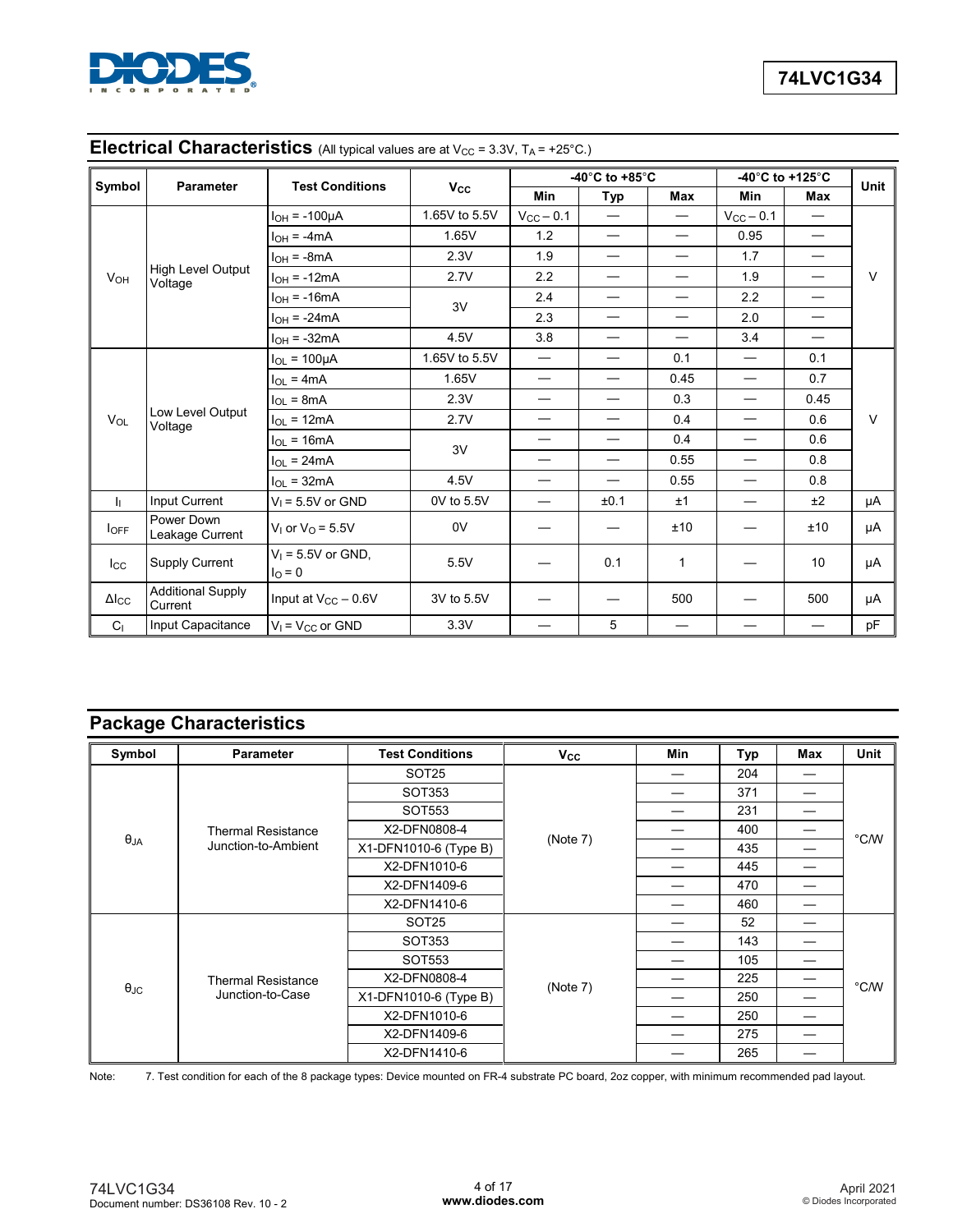## Electrical Characteristics (All typical values are at $V_{CC}$ = 3.3V, $T_A$ = +25°C.)

| Symbol | Parameter | Test Conditions | $V_{CC}$ | -40°C to +85°C | | | -40°C to +125°C | | Unit |
|---|---|---|---|---|---|---|---|---|---|
| | | | | Min | Typ | Max | Min | Max | |
| $V_{OH}$ | High Level Output Voltage | $I_{OH}$ = -100µA | 1.65V to 5.5V | $V_{CC}$ – 0.1 | — | — | $V_{CC}$ – 0.1 | — | V |
| | | $I_{OH}$ = -4mA | 1.65V | 1.2 | — | — | 0.95 | — | |
| | | $I_{OH}$ = -8mA | 2.3V | 1.9 | — | — | 1.7 | — | |
| | | $I_{OH}$ = -12mA | 2.7V | 2.2 | — | — | 1.9 | — | |
| | | $I_{OH}$ = -16mA | 3V | 2.4 | — | — | 2.2 | — | |
| | | $I_{OH}$ = -24mA | | 2.3 | — | — | 2.0 | — | |
| | | $I_{OH}$ = -32mA | 4.5V | 3.8 | — | — | 3.4 | — | |
| $V_{OL}$ | Low Level Output Voltage | $I_{OL}$ = 100µA | 1.65V to 5.5V | — | — | 0.1 | — | 0.1 | V |
| | | $I_{OL}$ = 4mA | 1.65V | — | — | 0.45 | — | 0.7 | |
| | | $I_{OL}$ = 8mA | 2.3V | — | — | 0.3 | — | 0.45 | |
| | | $I_{OL}$ = 12mA | 2.7V | — | — | 0.4 | — | 0.6 | |
| | | $I_{OL}$ = 16mA | 3V | — | — | 0.4 | — | 0.6 | |
| | | $I_{OL}$ = 24mA | | — | — | 0.55 | — | 0.8 | |
| | | $I_{OL}$ = 32mA | 4.5V | — | — | 0.55 | — | 0.8 | |
| $I_I$ | Input Current | $V_I$ = 5.5V or GND | 0V to 5.5V | — | ±0.1 | ±1 | — | ±2 | µA |
| $I_{OFF}$ | Power Down Leakage Current | $V_I$ or $V_O$ = 5.5V | 0V | — | — | ±10 | — | ±10 | µA |
| $I_{CC}$ | Supply Current | $V_I$ = 5.5V or GND, $I_O$ = 0 | 5.5V | — | 0.1 | 1 | — | 10 | µA |
| $\Delta I_{CC}$ | Additional Supply Current | Input at $V_{CC}$ – 0.6V | 3V to 5.5V | — | — | 500 | — | 500 | µA |
| $C_I$ | Input Capacitance | $V_I$ = $V_{CC}$ or GND | 3.3V | — | 5 | — | — | — | pF |

## Package Characteristics

| Symbol | Parameter | Test Conditions | $V_{CC}$ | Min | Typ | Max | Unit |
|---|---|---|---|---|---|---|---|
| $\theta_{JA}$ | Thermal Resistance Junction-to-Ambient | SOT25 | (Note 7) | — | 204 | — | °C/W |
| | | SOT353 | | — | 371 | — | |
| | | SOT553 | | — | 231 | — | |
| | | X2-DFN0808-4 | | — | 400 | — | |
| | | X1-DFN1010-6 (Type B) | | — | 435 | — | |
| | | X2-DFN1010-6 | | — | 445 | — | |
| | | X2-DFN1409-6 | | — | 470 | — | |
| | | X2-DFN1410-6 | | — | 460 | — | |
| $\theta_{JC}$ | Thermal Resistance Junction-to-Case | SOT25 | (Note 7) | — | 52 | — | °C/W |
| | | SOT353 | | — | 143 | — | |
| | | SOT553 | | — | 105 | — | |
| | | X2-DFN0808-4 | | — | 225 | — | |
| | | X1-DFN1010-6 (Type B) | | — | 250 | — | |
| | | X2-DFN1010-6 | | — | 250 | — | |
| | | X2-DFN1409-6 | | — | 275 | — | |
| | | X2-DFN1410-6 | | — | 265 | — | |

Note: 7. Test condition for each of the 8 package types: Device mounted on FR-4 substrate PC board, 2oz copper, with minimum recommended pad layout.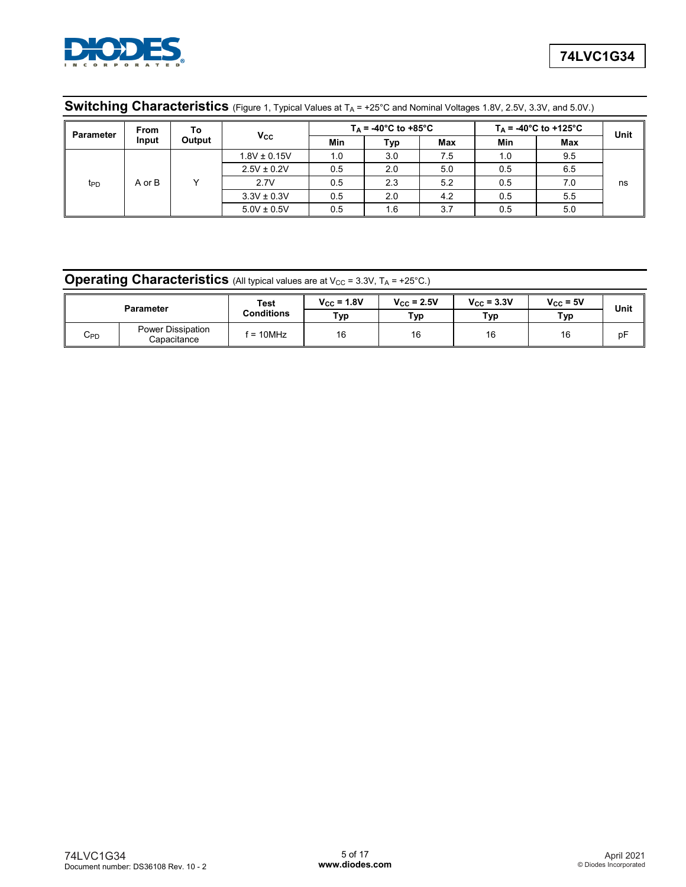## Switching Characteristics (Figure 1, Typical Values at $T_A$ = +25°C and Nominal Voltages 1.8V, 2.5V, 3.3V, and 5.0V.)

| Parameter | From Input | To Output | $V_{CC}$ | $T_A$ = -40°C to +85°C | | | $T_A$ = -40°C to +125°C | | Unit |
|---|---|---|---|---|---|---|---|---|---|
| | | | | Min | Typ | Max | Min | Max | |
| $t_{PD}$ | A or B | Y | 1.8V ± 0.15V | 1.0 | 3.0 | 7.5 | 1.0 | 9.5 | ns |
| | | | 2.5V ± 0.2V | 0.5 | 2.0 | 5.0 | 0.5 | 6.5 | |
| | | | 2.7V | 0.5 | 2.3 | 5.2 | 0.5 | 7.0 | |
| | | | 3.3V ± 0.3V | 0.5 | 2.0 | 4.2 | 0.5 | 5.5 | |
| | | | 5.0V ± 0.5V | 0.5 | 1.6 | 3.7 | 0.5 | 5.0 | |

## Operating Characteristics (All typical values are at $V_{CC}$ = 3.3V, $T_A$ = +25°C.)

| Parameter | | Test Conditions | $V_{CC}$ = 1.8V | $V_{CC}$ = 2.5V | $V_{CC}$ = 3.3V | $V_{CC}$ = 5V | Unit |
|---|---|---|---|---|---|---|---|
| | | | Typ | Typ | Typ | Typ | |
| $C_{PD}$ | Power Dissipation Capacitance | f = 10MHz | 16 | 16 | 16 | 16 | pF |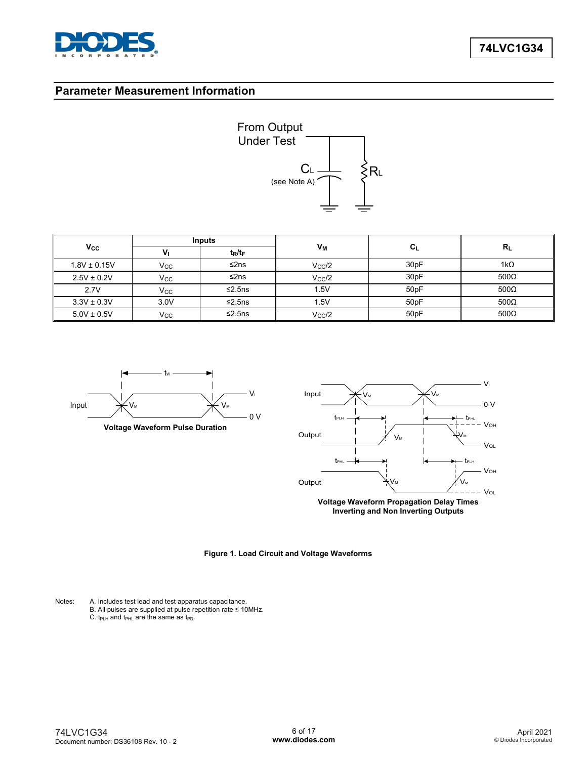## Parameter Measurement Information

From Output Under Test

$C_L$ (see Note A)

$R_L$

| $V_{CC}$ | Inputs | | $V_M$ | $C_L$ | $R_L$ |
|---|---|---|---|---|---|
| | $V_I$ | $t_R/t_F$ | | | |
| 1.8V ± 0.15V | $V_{CC}$ | ≤2ns | $V_{CC}/2$ | 30pF | 1kΩ |
| 2.5V ± 0.2V | $V_{CC}$ | ≤2ns | $V_{CC}/2$ | 30pF | 500Ω |
| 2.7V | $V_{CC}$ | ≤2.5ns | 1.5V | 50pF | 500Ω |
| 3.3V ± 0.3V | 3.0V | ≤2.5ns | 1.5V | 50pF | 500Ω |
| 5.0V ± 0.5V | $V_{CC}$ | ≤2.5ns | $V_{CC}/2$ | 50pF | 500Ω |

**Voltage Waveform Pulse Duration**

**Voltage Waveform Propagation Delay Times Inverting and Non Inverting Outputs**

**Figure 1. Load Circuit and Voltage Waveforms**

Notes:
A. Includes test lead and test apparatus capacitance.
B. All pulses are supplied at pulse repetition rate ≤ 10MHz.
C. $t_{PLH}$ and $t_{PHL}$ are the same as $t_{PD}$.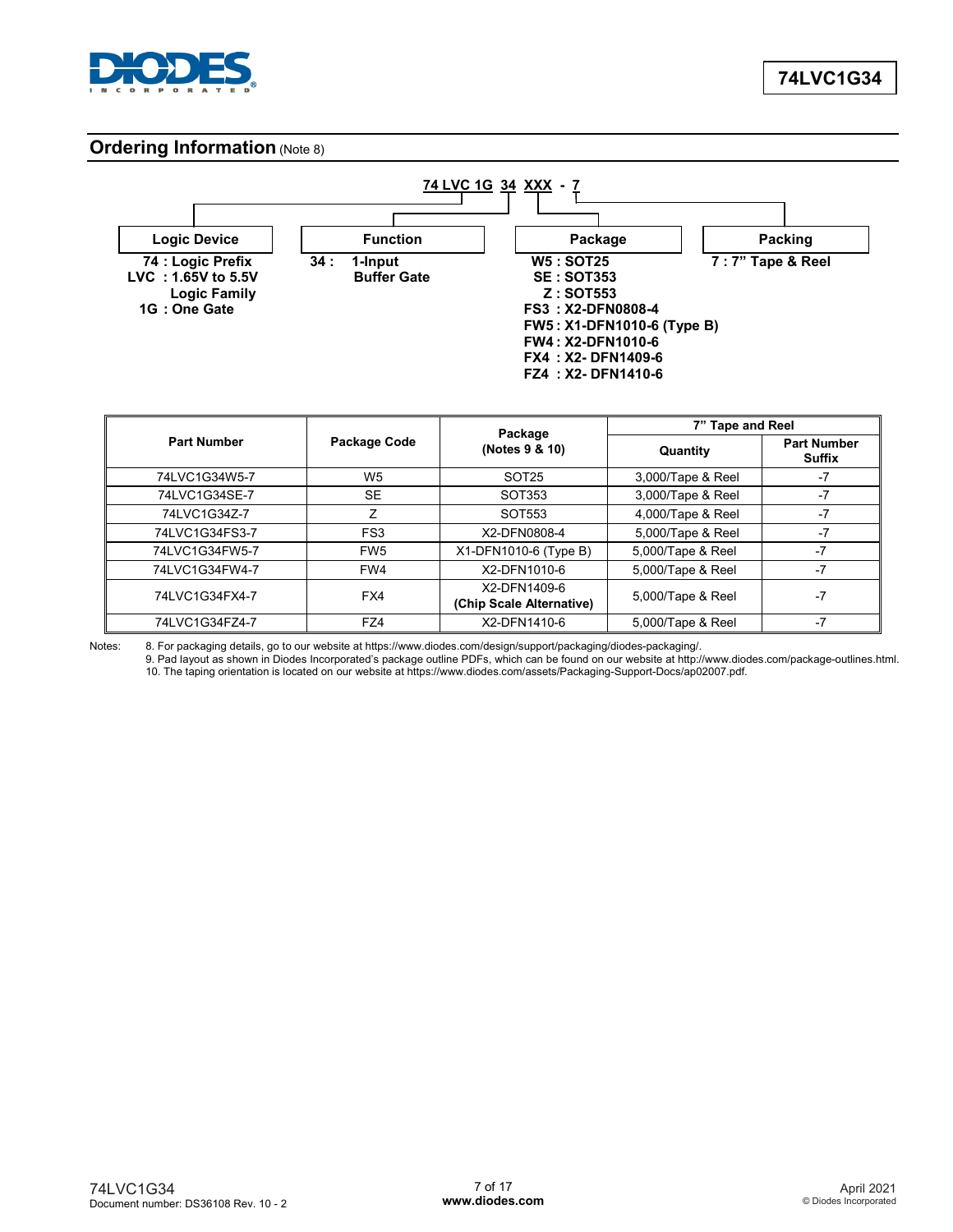## Ordering Information (Note 8)

**74 LVC 1G 34 XXX - 7**

| Logic Device | Function | Package | Packing |
|---|---|---|---|
| 74 : Logic Prefix<br>LVC : 1.65V to 5.5V Logic Family<br>1G : One Gate | 34 : 1-Input Buffer Gate | W5 : SOT25<br>SE : SOT353<br>Z : SOT553<br>FS3 : X2-DFN0808-4<br>FW5 : X1-DFN1010-6 (Type B)<br>FW4 : X2-DFN1010-6<br>FX4 : X2- DFN1409-6<br>FZ4 : X2- DFN1410-6 | 7 : 7" Tape & Reel |

| Part Number | Package Code | Package (Notes 9 & 10) | 7" Tape and Reel | |
|---|---|---|---|---|
| | | | Quantity | Part Number Suffix |
| 74LVC1G34W5-7 | W5 | SOT25 | 3,000/Tape & Reel | -7 |
| 74LVC1G34SE-7 | SE | SOT353 | 3,000/Tape & Reel | -7 |
| 74LVC1G34Z-7 | Z | SOT553 | 4,000/Tape & Reel | -7 |
| 74LVC1G34FS3-7 | FS3 | X2-DFN0808-4 | 5,000/Tape & Reel | -7 |
| 74LVC1G34FW5-7 | FW5 | X1-DFN1010-6 (Type B) | 5,000/Tape & Reel | -7 |
| 74LVC1G34FW4-7 | FW4 | X2-DFN1010-6 | 5,000/Tape & Reel | -7 |
| 74LVC1G34FX4-7 | FX4 | X2-DFN1409-6 **(Chip Scale Alternative)** | 5,000/Tape & Reel | -7 |
| 74LVC1G34FZ4-7 | FZ4 | X2-DFN1410-6 | 5,000/Tape & Reel | -7 |

Notes:
8. For packaging details, go to our website at https://www.diodes.com/design/support/packaging/diodes-packaging/.
9. Pad layout as shown in Diodes Incorporated's package outline PDFs, which can be found on our website at http://www.diodes.com/package-outlines.html.
10. The taping orientation is located on our website at https://www.diodes.com/assets/Packaging-Support-Docs/ap02007.pdf.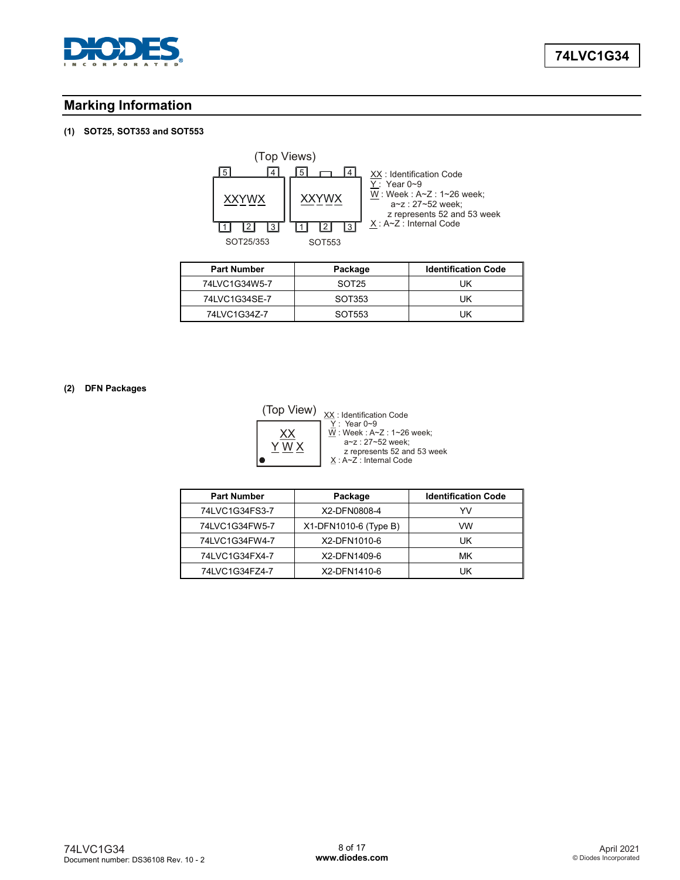## Marking Information

**(1) SOT25, SOT353 and SOT553**

(Top Views)

XXYWX — SOT25/353

XXYWX — SOT553

XX : Identification Code
Y : Year 0~9
W : Week : A~Z : 1~26 week;
a~z : 27~52 week;
z represents 52 and 53 week
X : A~Z : Internal Code

| Part Number | Package | Identification Code |
|---|---|---|
| 74LVC1G34W5-7 | SOT25 | UK |
| 74LVC1G34SE-7 | SOT353 | UK |
| 74LVC1G34Z-7 | SOT553 | UK |

**(2) DFN Packages**

(Top View)

XX
Y W X

XX : Identification Code
Y : Year 0~9
W : Week : A~Z : 1~26 week;
a~z : 27~52 week;
z represents 52 and 53 week
X : A~Z : Internal Code

| Part Number | Package | Identification Code |
|---|---|---|
| 74LVC1G34FS3-7 | X2-DFN0808-4 | YV |
| 74LVC1G34FW5-7 | X1-DFN1010-6 (Type B) | VW |
| 74LVC1G34FW4-7 | X2-DFN1010-6 | UK |
| 74LVC1G34FX4-7 | X2-DFN1409-6 | MK |
| 74LVC1G34FZ4-7 | X2-DFN1410-6 | UK |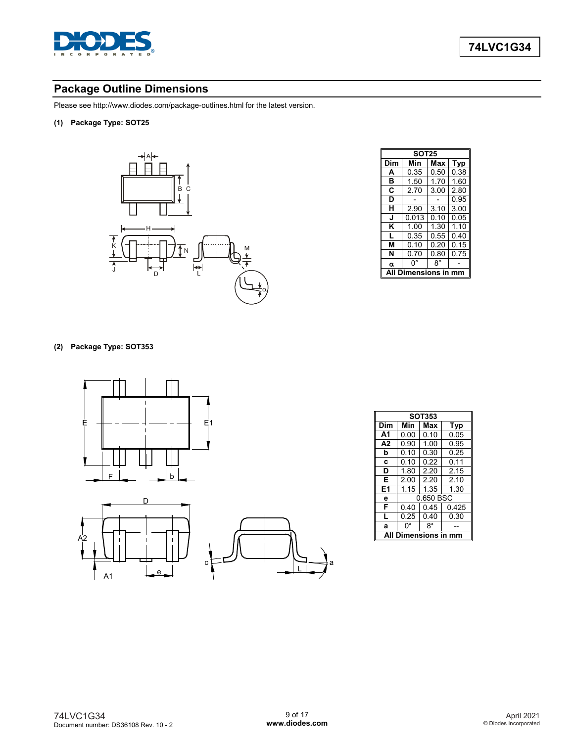## Package Outline Dimensions

Please see http://www.diodes.com/package-outlines.html for the latest version.

**(1) Package Type: SOT25**

| SOT25 | | | |
|---|---|---|---|
| **Dim** | **Min** | **Max** | **Typ** |
| **A** | 0.35 | 0.50 | 0.38 |
| **B** | 1.50 | 1.70 | 1.60 |
| **C** | 2.70 | 3.00 | 2.80 |
| **D** | - | - | 0.95 |
| **H** | 2.90 | 3.10 | 3.00 |
| **J** | 0.013 | 0.10 | 0.05 |
| **K** | 1.00 | 1.30 | 1.10 |
| **L** | 0.35 | 0.55 | 0.40 |
| **M** | 0.10 | 0.20 | 0.15 |
| **N** | 0.70 | 0.80 | 0.75 |
| **α** | 0° | 8° | - |
| **All Dimensions in mm** | | | |

**(2) Package Type: SOT353**

| SOT353 | | | |
|---|---|---|---|
| **Dim** | **Min** | **Max** | **Typ** |
| **A1** | 0.00 | 0.10 | 0.05 |
| **A2** | 0.90 | 1.00 | 0.95 |
| **b** | 0.10 | 0.30 | 0.25 |
| **c** | 0.10 | 0.22 | 0.11 |
| **D** | 1.80 | 2.20 | 2.15 |
| **E** | 2.00 | 2.20 | 2.10 |
| **E1** | 1.15 | 1.35 | 1.30 |
| **e** | 0.650 BSC | | |
| **F** | 0.40 | 0.45 | 0.425 |
| **L** | 0.25 | 0.40 | 0.30 |
| **a** | 0° | 8° | -- |
| **All Dimensions in mm** | | | |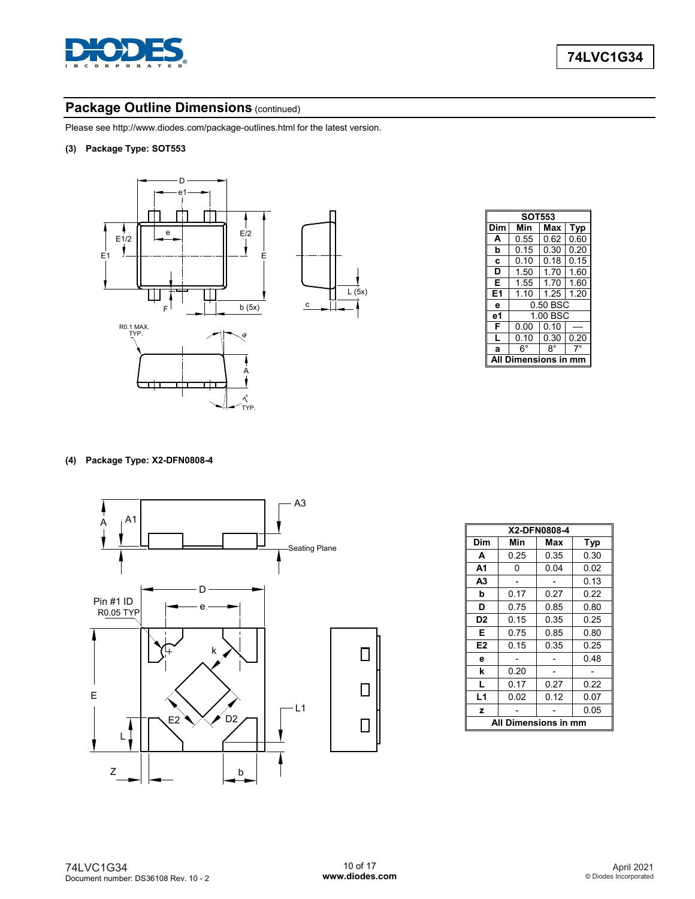## Package Outline Dimensions (continued)

Please see http://www.diodes.com/package-outlines.html for the latest version.

**(3) Package Type: SOT553**

| SOT553 | | | |
|---|---|---|---|
| **Dim** | **Min** | **Max** | **Typ** |
| **A** | 0.55 | 0.62 | 0.60 |
| **b** | 0.15 | 0.30 | 0.20 |
| **c** | 0.10 | 0.18 | 0.15 |
| **D** | 1.50 | 1.70 | 1.60 |
| **E** | 1.55 | 1.70 | 1.60 |
| **E1** | 1.10 | 1.25 | 1.20 |
| **e** | 0.50 BSC | | |
| **e1** | 1.00 BSC | | |
| **F** | 0.00 | 0.10 | — |
| **L** | 0.10 | 0.30 | 0.20 |
| **a** | 6° | 8° | 7° |
| **All Dimensions in mm** | | | |

**(4) Package Type: X2-DFN0808-4**

| X2-DFN0808-4 | | | |
|---|---|---|---|
| **Dim** | **Min** | **Max** | **Typ** |
| **A** | 0.25 | 0.35 | 0.30 |
| **A1** | 0 | 0.04 | 0.02 |
| **A3** | - | - | 0.13 |
| **b** | 0.17 | 0.27 | 0.22 |
| **D** | 0.75 | 0.85 | 0.80 |
| **D2** | 0.15 | 0.35 | 0.25 |
| **E** | 0.75 | 0.85 | 0.80 |
| **E2** | 0.15 | 0.35 | 0.25 |
| **e** | - | - | 0.48 |
| **k** | 0.20 | - | - |
| **L** | 0.17 | 0.27 | 0.22 |
| **L1** | 0.02 | 0.12 | 0.07 |
| **z** | - | - | 0.05 |
| **All Dimensions in mm** | | | |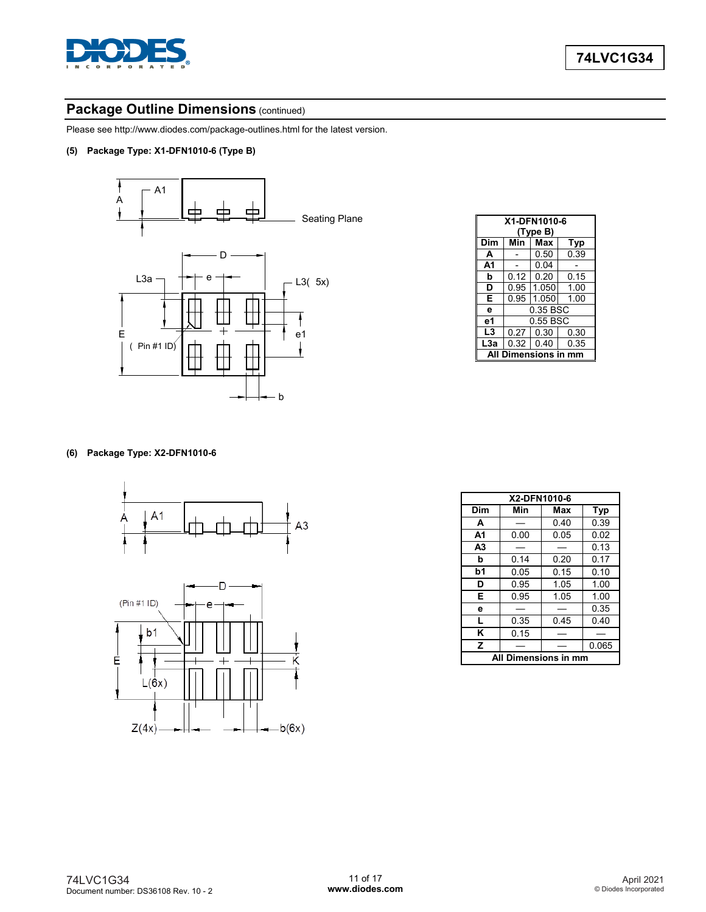## Package Outline Dimensions (continued)

Please see http://www.diodes.com/package-outlines.html for the latest version.

**(5) Package Type: X1-DFN1010-6 (Type B)**

| X1-DFN1010-6 (Type B) | | | |
|---|---|---|---|
| **Dim** | **Min** | **Max** | **Typ** |
| **A** | - | 0.50 | 0.39 |
| **A1** | - | 0.04 | - |
| **b** | 0.12 | 0.20 | 0.15 |
| **D** | 0.95 | 1.050 | 1.00 |
| **E** | 0.95 | 1.050 | 1.00 |
| **e** | 0.35 BSC | | |
| **e1** | 0.55 BSC | | |
| **L3** | 0.27 | 0.30 | 0.30 |
| **L3a** | 0.32 | 0.40 | 0.35 |
| **All Dimensions in mm** | | | |

**(6) Package Type: X2-DFN1010-6**

| X2-DFN1010-6 | | | |
|---|---|---|---|
| **Dim** | **Min** | **Max** | **Typ** |
| **A** | — | 0.40 | 0.39 |
| **A1** | 0.00 | 0.05 | 0.02 |
| **A3** | — | — | 0.13 |
| **b** | 0.14 | 0.20 | 0.17 |
| **b1** | 0.05 | 0.15 | 0.10 |
| **D** | 0.95 | 1.05 | 1.00 |
| **E** | 0.95 | 1.05 | 1.00 |
| **e** | — | — | 0.35 |
| **L** | 0.35 | 0.45 | 0.40 |
| **K** | 0.15 | — | — |
| **Z** | — | — | 0.065 |
| **All Dimensions in mm** | | | |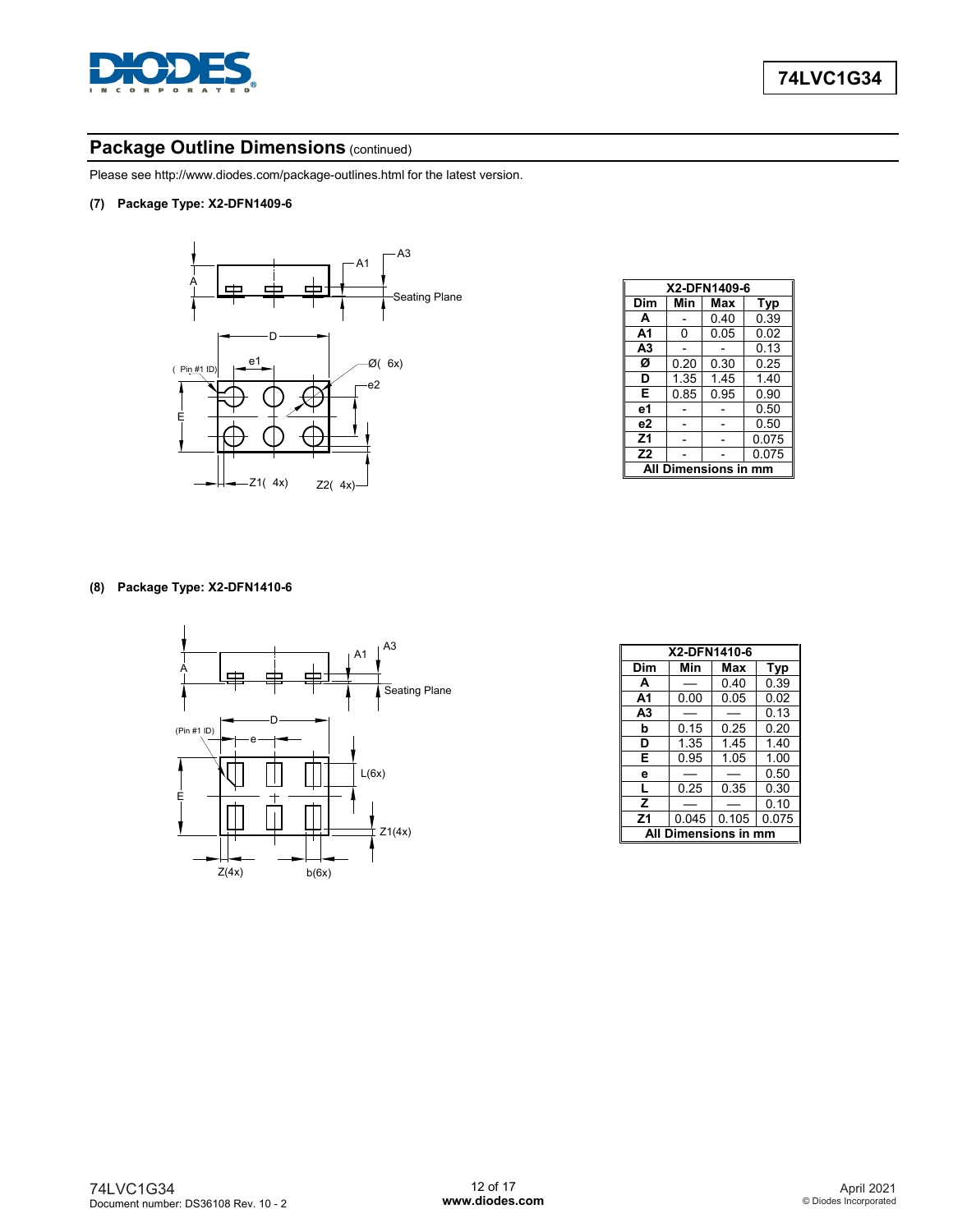## Package Outline Dimensions (continued)

Please see http://www.diodes.com/package-outlines.html for the latest version.

**(7) Package Type: X2-DFN1409-6**

| X2-DFN1409-6 | | | |
|---|---|---|---|
| **Dim** | **Min** | **Max** | **Typ** |
| **A** | - | 0.40 | 0.39 |
| **A1** | 0 | 0.05 | 0.02 |
| **A3** | - | - | 0.13 |
| **Ø** | 0.20 | 0.30 | 0.25 |
| **D** | 1.35 | 1.45 | 1.40 |
| **E** | 0.85 | 0.95 | 0.90 |
| **e1** | - | - | 0.50 |
| **e2** | - | - | 0.50 |
| **Z1** | - | - | 0.075 |
| **Z2** | - | - | 0.075 |
| **All Dimensions in mm** | | | |

**(8) Package Type: X2-DFN1410-6**

| X2-DFN1410-6 | | | |
|---|---|---|---|
| **Dim** | **Min** | **Max** | **Typ** |
| **A** | — | 0.40 | 0.39 |
| **A1** | 0.00 | 0.05 | 0.02 |
| **A3** | — | — | 0.13 |
| **b** | 0.15 | 0.25 | 0.20 |
| **D** | 1.35 | 1.45 | 1.40 |
| **E** | 0.95 | 1.05 | 1.00 |
| **e** | — | — | 0.50 |
| **L** | 0.25 | 0.35 | 0.30 |
| **Z** | — | — | 0.10 |
| **Z1** | 0.045 | 0.105 | 0.075 |
| **All Dimensions in mm** | | | |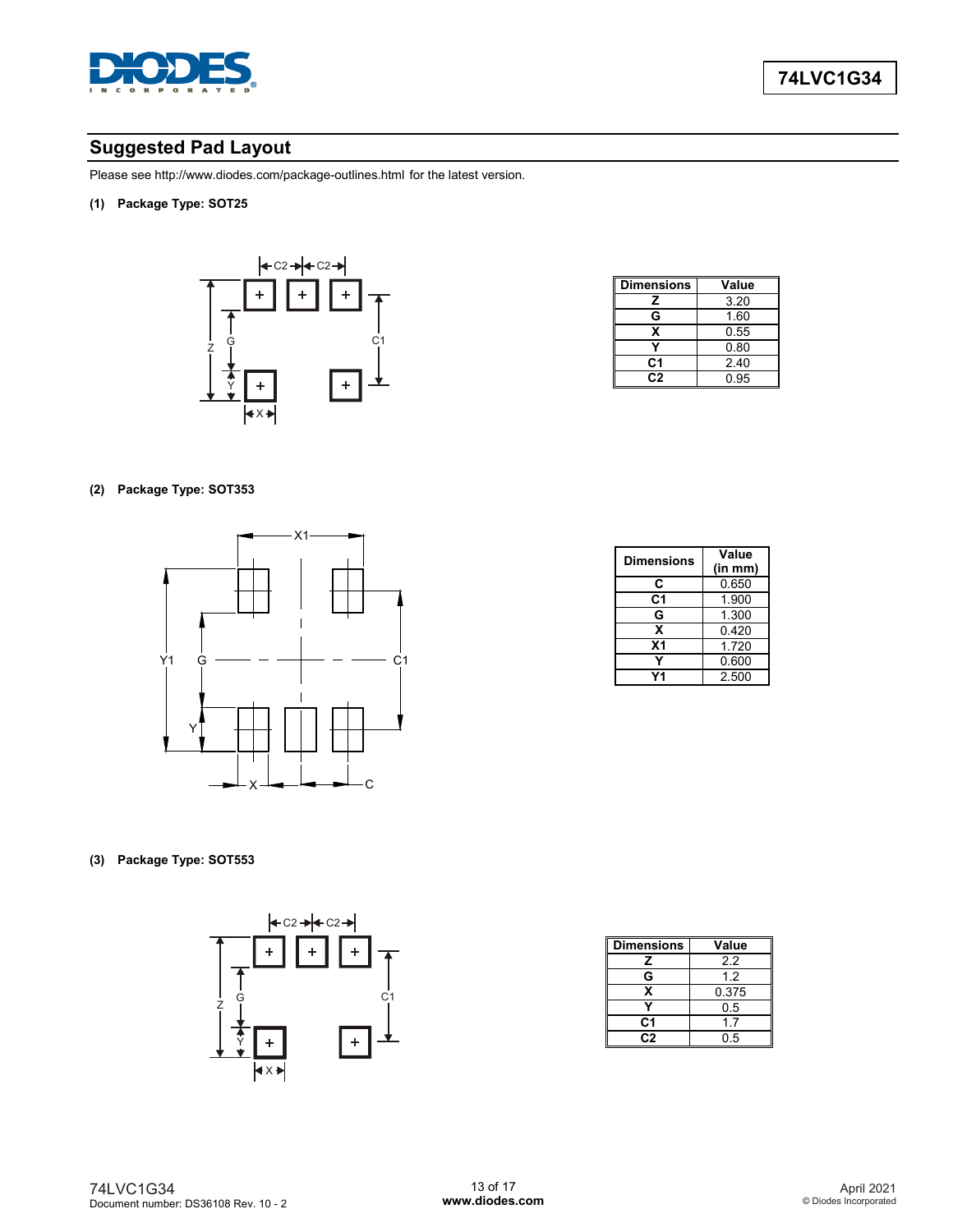## Suggested Pad Layout

Please see http://www.diodes.com/package-outlines.html for the latest version.

**(1) Package Type: SOT25**

| Dimensions | Value |
|---|---|
| Z | 3.20 |
| G | 1.60 |
| X | 0.55 |
| Y | 0.80 |
| C1 | 2.40 |
| C2 | 0.95 |

**(2) Package Type: SOT353**

| Dimensions | Value (in mm) |
|---|---|
| C | 0.650 |
| C1 | 1.900 |
| G | 1.300 |
| X | 0.420 |
| X1 | 1.720 |
| Y | 0.600 |
| Y1 | 2.500 |

**(3) Package Type: SOT553**

| Dimensions | Value |
|---|---|
| Z | 2.2 |
| G | 1.2 |
| X | 0.375 |
| Y | 0.5 |
| C1 | 1.7 |
| C2 | 0.5 |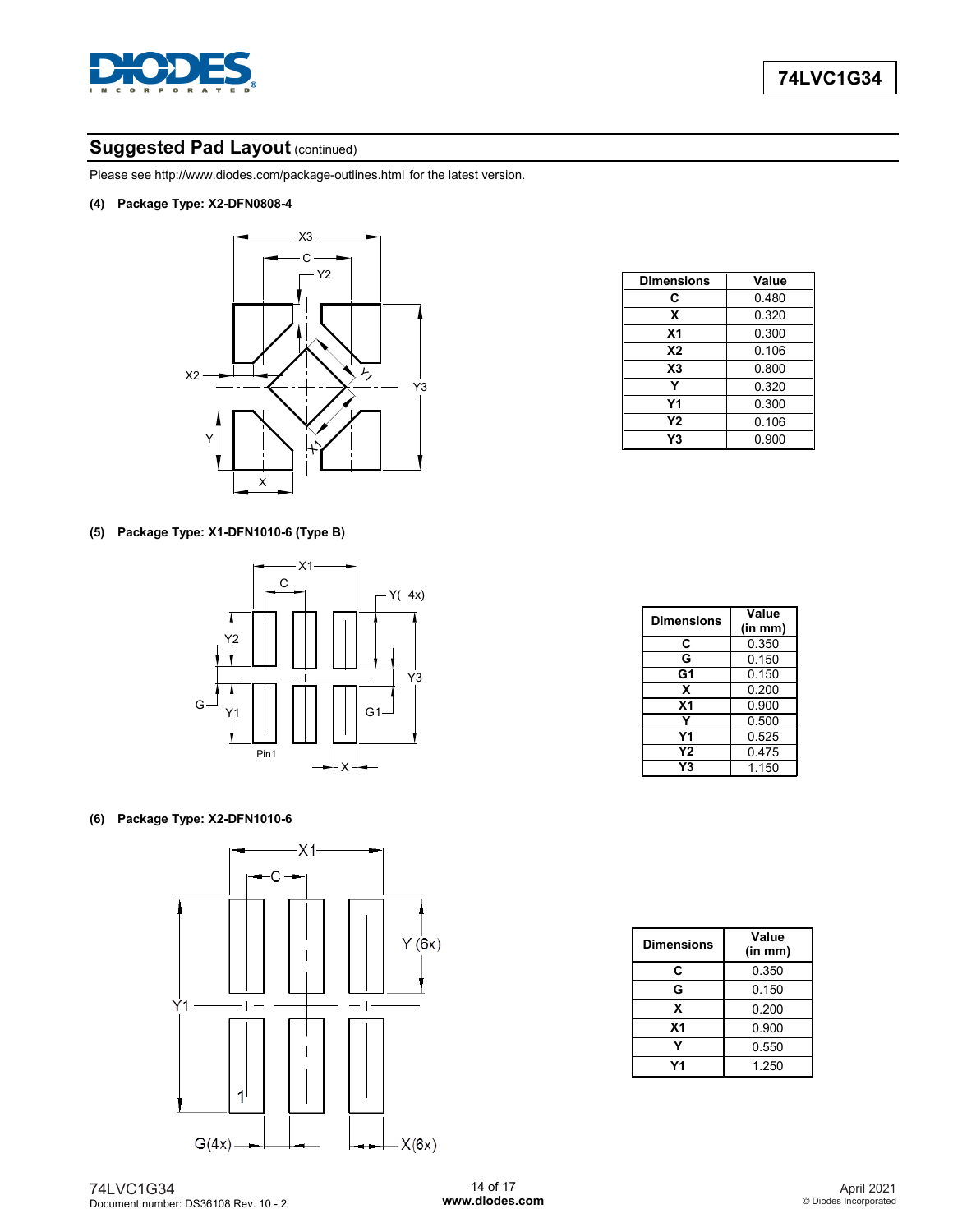## Suggested Pad Layout (continued)

Please see http://www.diodes.com/package-outlines.html for the latest version.

**(4) Package Type: X2-DFN0808-4**

| Dimensions | Value |
|---|---|
| C | 0.480 |
| X | 0.320 |
| X1 | 0.300 |
| X2 | 0.106 |
| X3 | 0.800 |
| Y | 0.320 |
| Y1 | 0.300 |
| Y2 | 0.106 |
| Y3 | 0.900 |

**(5) Package Type: X1-DFN1010-6 (Type B)**

| Dimensions | Value (in mm) |
|---|---|
| C | 0.350 |
| G | 0.150 |
| G1 | 0.150 |
| X | 0.200 |
| X1 | 0.900 |
| Y | 0.500 |
| Y1 | 0.525 |
| Y2 | 0.475 |
| Y3 | 1.150 |

**(6) Package Type: X2-DFN1010-6**

| Dimensions | Value (in mm) |
|---|---|
| C | 0.350 |
| G | 0.150 |
| X | 0.200 |
| X1 | 0.900 |
| Y | 0.550 |
| Y1 | 1.250 |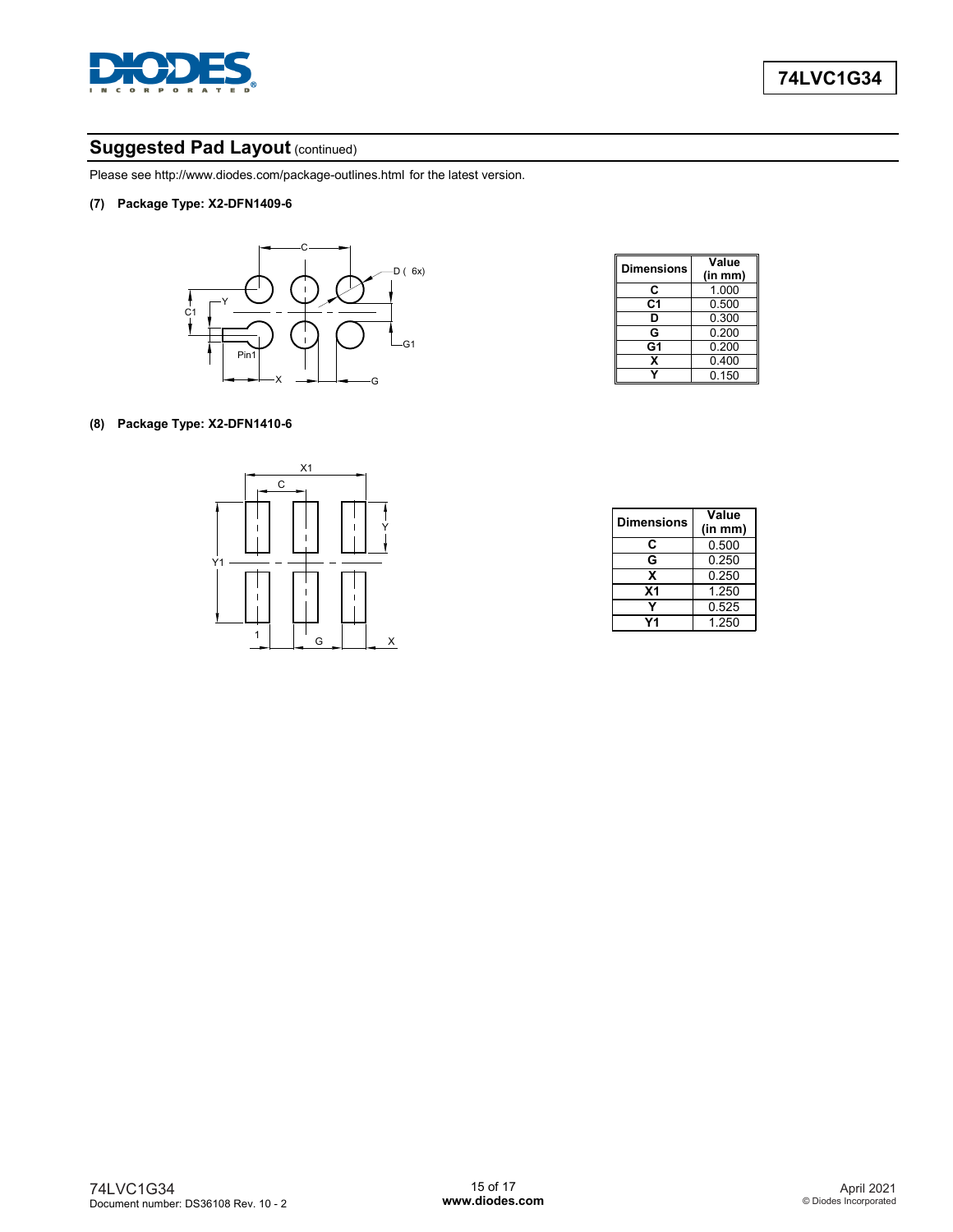## Suggested Pad Layout (continued)

Please see http://www.diodes.com/package-outlines.html for the latest version.

**(7) Package Type: X2-DFN1409-6**

| Dimensions | Value (in mm) |
|---|---|
| C | 1.000 |
| C1 | 0.500 |
| D | 0.300 |
| G | 0.200 |
| G1 | 0.200 |
| X | 0.400 |
| Y | 0.150 |

**(8) Package Type: X2-DFN1410-6**

| Dimensions | Value (in mm) |
|---|---|
| C | 0.500 |
| G | 0.250 |
| X | 0.250 |
| X1 | 1.250 |
| Y | 0.525 |
| Y1 | 1.250 |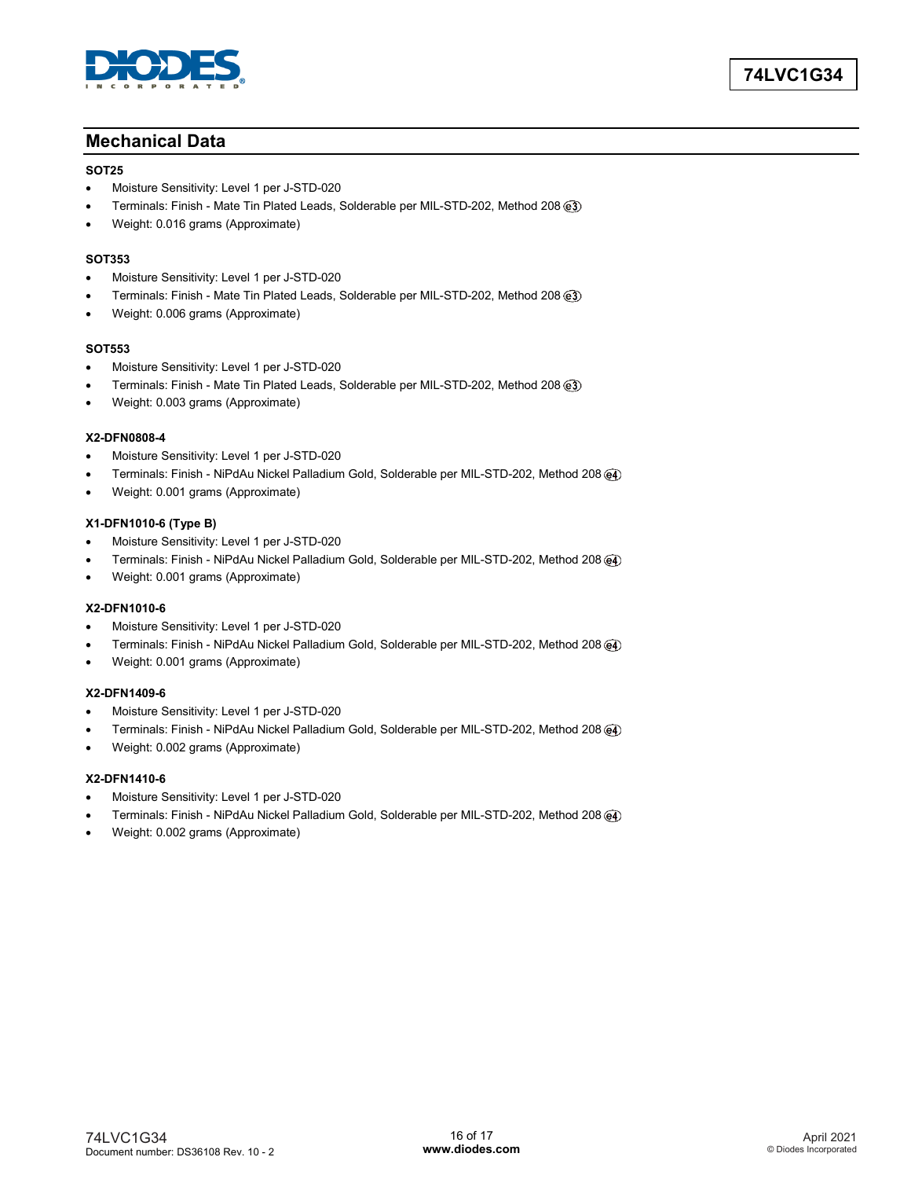## Mechanical Data

**SOT25**

- Moisture Sensitivity: Level 1 per J-STD-020
- Terminals: Finish - Mate Tin Plated Leads, Solderable per MIL-STD-202, Method 208 (e3)
- Weight: 0.016 grams (Approximate)

**SOT353**

- Moisture Sensitivity: Level 1 per J-STD-020
- Terminals: Finish - Mate Tin Plated Leads, Solderable per MIL-STD-202, Method 208 (e3)
- Weight: 0.006 grams (Approximate)

**SOT553**

- Moisture Sensitivity: Level 1 per J-STD-020
- Terminals: Finish - Mate Tin Plated Leads, Solderable per MIL-STD-202, Method 208 (e3)
- Weight: 0.003 grams (Approximate)

**X2-DFN0808-4**

- Moisture Sensitivity: Level 1 per J-STD-020
- Terminals: Finish - NiPdAu Nickel Palladium Gold, Solderable per MIL-STD-202, Method 208 (e4)
- Weight: 0.001 grams (Approximate)

**X1-DFN1010-6 (Type B)**

- Moisture Sensitivity: Level 1 per J-STD-020
- Terminals: Finish - NiPdAu Nickel Palladium Gold, Solderable per MIL-STD-202, Method 208 (e4)
- Weight: 0.001 grams (Approximate)

**X2-DFN1010-6**

- Moisture Sensitivity: Level 1 per J-STD-020
- Terminals: Finish - NiPdAu Nickel Palladium Gold, Solderable per MIL-STD-202, Method 208 (e4)
- Weight: 0.001 grams (Approximate)

**X2-DFN1409-6**

- Moisture Sensitivity: Level 1 per J-STD-020
- Terminals: Finish - NiPdAu Nickel Palladium Gold, Solderable per MIL-STD-202, Method 208 (e4)
- Weight: 0.002 grams (Approximate)

**X2-DFN1410-6**

- Moisture Sensitivity: Level 1 per J-STD-020
- Terminals: Finish - NiPdAu Nickel Palladium Gold, Solderable per MIL-STD-202, Method 208 (e4)
- Weight: 0.002 grams (Approximate)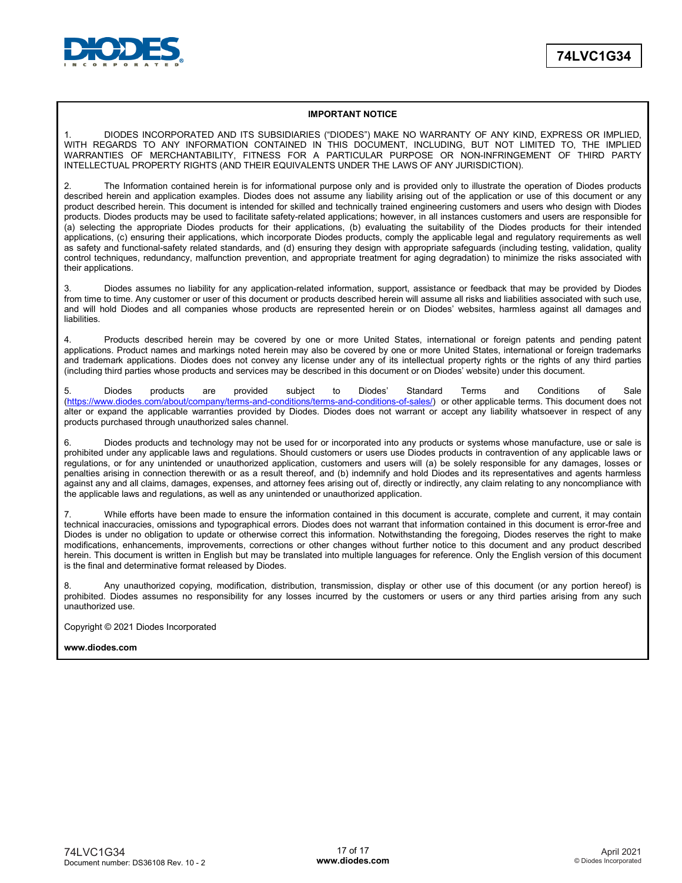## IMPORTANT NOTICE

1. DIODES INCORPORATED AND ITS SUBSIDIARIES ("DIODES") MAKE NO WARRANTY OF ANY KIND, EXPRESS OR IMPLIED, WITH REGARDS TO ANY INFORMATION CONTAINED IN THIS DOCUMENT, INCLUDING, BUT NOT LIMITED TO, THE IMPLIED WARRANTIES OF MERCHANTABILITY, FITNESS FOR A PARTICULAR PURPOSE OR NON-INFRINGEMENT OF THIRD PARTY INTELLECTUAL PROPERTY RIGHTS (AND THEIR EQUIVALENTS UNDER THE LAWS OF ANY JURISDICTION).

2. The Information contained herein is for informational purpose only and is provided only to illustrate the operation of Diodes products described herein and application examples. Diodes does not assume any liability arising out of the application or use of this document or any product described herein. This document is intended for skilled and technically trained engineering customers and users who design with Diodes products. Diodes products may be used to facilitate safety-related applications; however, in all instances customers and users are responsible for (a) selecting the appropriate Diodes products for their applications, (b) evaluating the suitability of the Diodes products for their intended applications, (c) ensuring their applications, which incorporate Diodes products, comply the applicable legal and regulatory requirements as well as safety and functional-safety related standards, and (d) ensuring they design with appropriate safeguards (including testing, validation, quality control techniques, redundancy, malfunction prevention, and appropriate treatment for aging degradation) to minimize the risks associated with their applications.

3. Diodes assumes no liability for any application-related information, support, assistance or feedback that may be provided by Diodes from time to time. Any customer or user of this document or products described herein will assume all risks and liabilities associated with such use, and will hold Diodes and all companies whose products are represented herein or on Diodes' websites, harmless against all damages and liabilities.

4. Products described herein may be covered by one or more United States, international or foreign patents and pending patent applications. Product names and markings noted herein may also be covered by one or more United States, international or foreign trademarks and trademark applications. Diodes does not convey any license under any of its intellectual property rights or the rights of any third parties (including third parties whose products and services may be described in this document or on Diodes' website) under this document.

5. Diodes products are provided subject to Diodes' Standard Terms and Conditions of Sale (https://www.diodes.com/about/company/terms-and-conditions/terms-and-conditions-of-sales/) or other applicable terms. This document does not alter or expand the applicable warranties provided by Diodes. Diodes does not warrant or accept any liability whatsoever in respect of any products purchased through unauthorized sales channel.

6. Diodes products and technology may not be used for or incorporated into any products or systems whose manufacture, use or sale is prohibited under any applicable laws and regulations. Should customers or users use Diodes products in contravention of any applicable laws or regulations, or for any unintended or unauthorized application, customers and users will (a) be solely responsible for any damages, losses or penalties arising in connection therewith or as a result thereof, and (b) indemnify and hold Diodes and its representatives and agents harmless against any and all claims, damages, expenses, and attorney fees arising out of, directly or indirectly, any claim relating to any noncompliance with the applicable laws and regulations, as well as any unintended or unauthorized application.

7. While efforts have been made to ensure the information contained in this document is accurate, complete and current, it may contain technical inaccuracies, omissions and typographical errors. Diodes does not warrant that information contained in this document is error-free and Diodes is under no obligation to update or otherwise correct this information. Notwithstanding the foregoing, Diodes reserves the right to make modifications, enhancements, improvements, corrections or other changes without further notice to this document and any product described herein. This document is written in English but may be translated into multiple languages for reference. Only the English version of this document is the final and determinative format released by Diodes.

8. Any unauthorized copying, modification, distribution, transmission, display or other use of this document (or any portion hereof) is prohibited. Diodes assumes no responsibility for any losses incurred by the customers or users or any third parties arising from any such unauthorized use.

Copyright © 2021 Diodes Incorporated

**www.diodes.com**